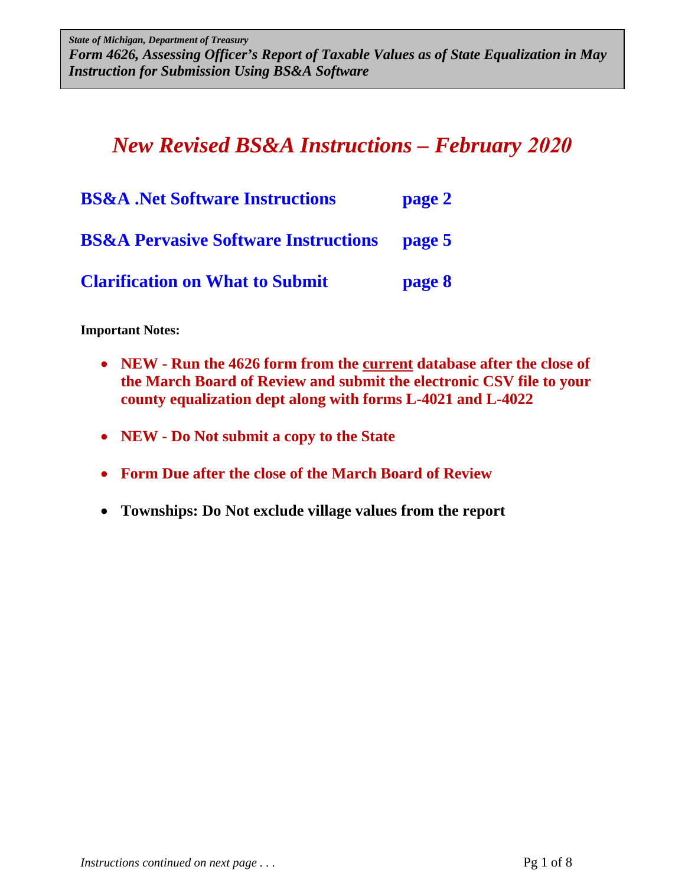*State of Michigan, Department of Treasury*
***Form 4626, Assessing Officer's Report of Taxable Values as of State Equalization in May***
***Instruction for Submission Using BS&A Software***

# *New Revised BS&A Instructions – February 2020*

| | |
|---|---|
| **BS&A .Net Software Instructions** | **page 2** |
| **BS&A Pervasive Software Instructions** | **page 5** |
| **Clarification on What to Submit** | **page 8** |

**Important Notes:**

- **NEW - Run the 4626 form from the <u>current</u> database after the close of the March Board of Review and submit the electronic CSV file to your county equalization dept along with forms L-4021 and L-4022**
- **NEW - Do Not submit a copy to the State**
- **Form Due after the close of the March Board of Review**
- **Townships: Do Not exclude village values from the report**

*Instructions continued on next page . . .*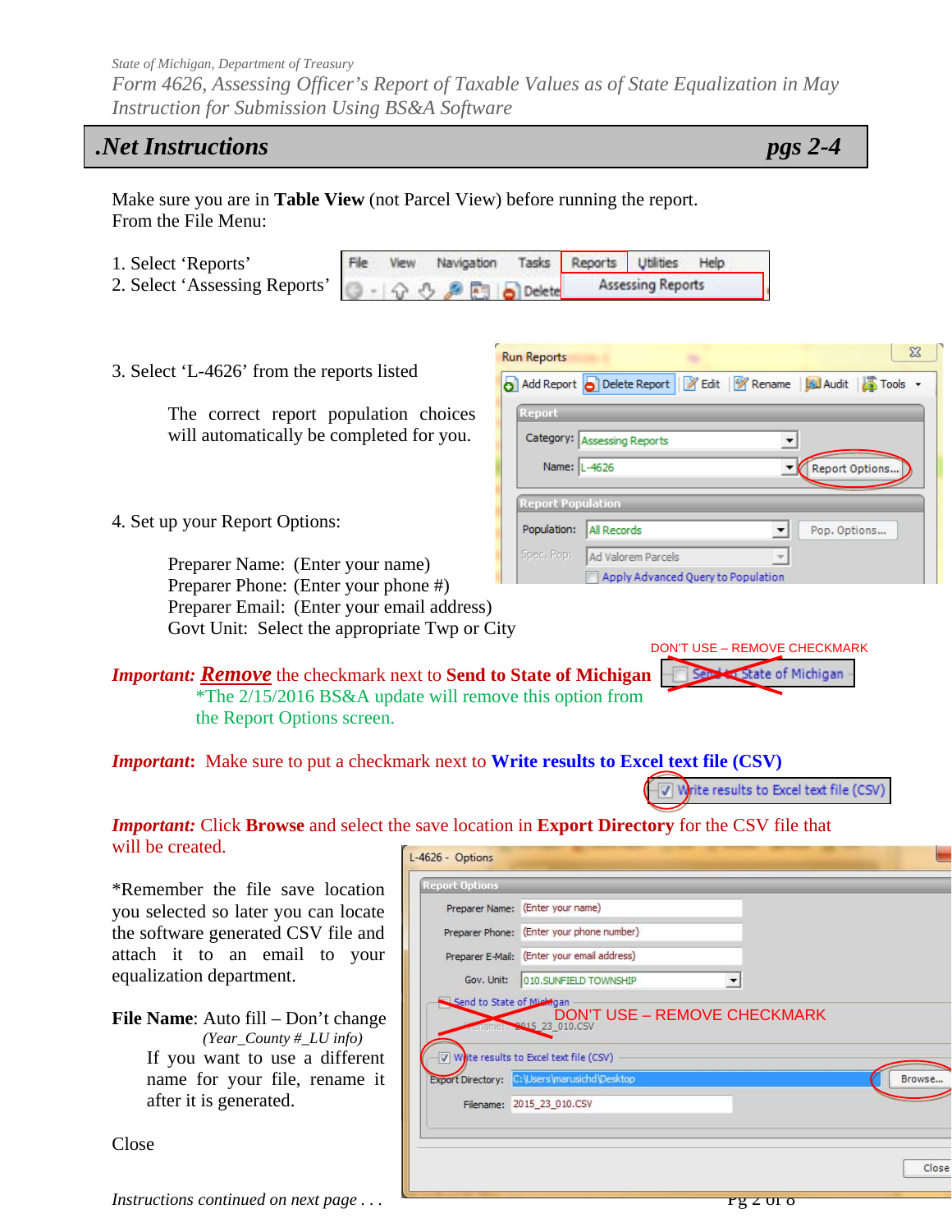State of Michigan, Department of Treasury
*Form 4626, Assessing Officer's Report of Taxable Values as of State Equalization in May*
*Instruction for Submission Using BS&A Software*

## .Net Instructions — pgs 2-4

Make sure you are in **Table View** (not Parcel View) before running the report.
From the File Menu:

1. Select 'Reports'
2. Select 'Assessing Reports'

3. Select 'L-4626' from the reports listed

   The correct report population choices will automatically be completed for you.

4. Set up your Report Options:

   Preparer Name: (Enter your name)
   Preparer Phone: (Enter your phone #)
   Preparer Email: (Enter your email address)
   Govt Unit: Select the appropriate Twp or City

DON'T USE – REMOVE CHECKMARK

***Important:*** ***Remove*** the checkmark next to **Send to State of Michigan**
*The 2/15/2016 BS&A update will remove this option from the Report Options screen.

***Important***: Make sure to put a checkmark next to **Write results to Excel text file (CSV)**

***Important:*** Click **Browse** and select the save location in **Export Directory** for the CSV file that will be created.

*Remember the file save location you selected so later you can locate the software generated CSV file and attach it to an email to your equalization department.

**File Name**: Auto fill – Don't change
*(Year_County #_LU info)*
If you want to use a different name for your file, rename it after it is generated.

Close

DON'T USE – REMOVE CHECKMARK

*Instructions continued on next page . . .*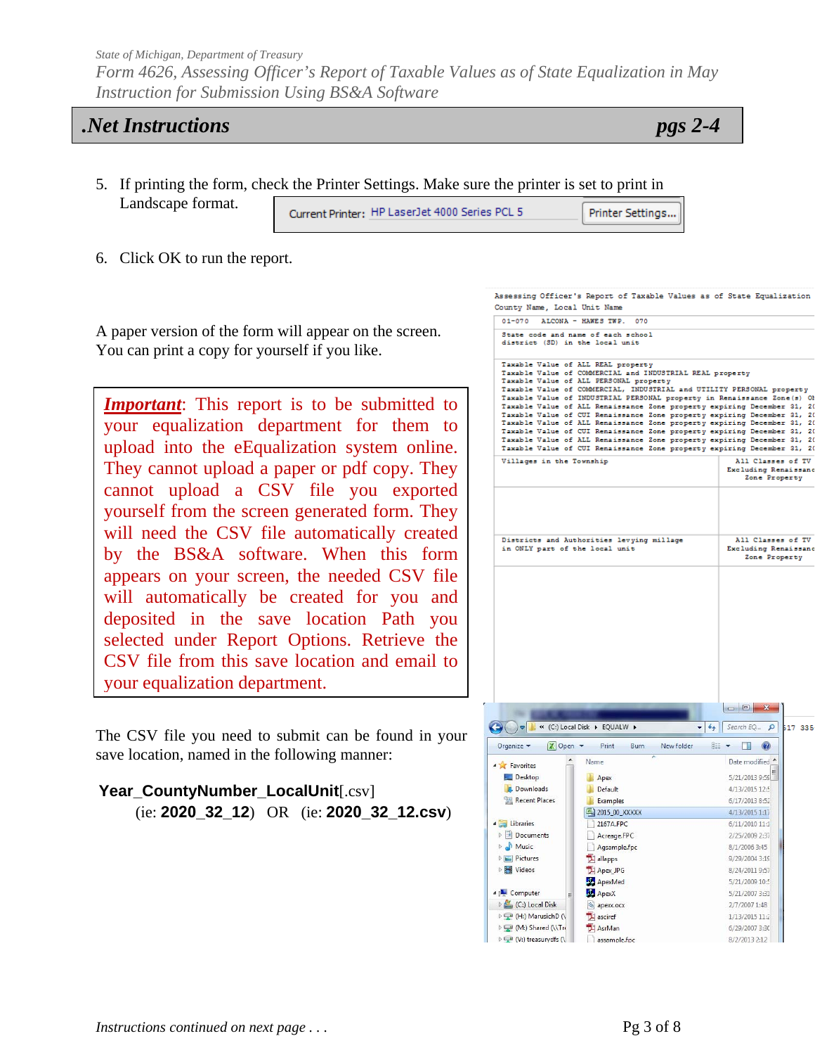State of Michigan, Department of Treasury
*Form 4626, Assessing Officer's Report of Taxable Values as of State Equalization in May*
*Instruction for Submission Using BS&A Software*

## *.Net Instructions* — *pgs 2-4*

5. If printing the form, check the Printer Settings. Make sure the printer is set to print in Landscape format.

   Current Printer: HP LaserJet 4000 Series PCL 5 — Printer Settings...

6. Click OK to run the report.

A paper version of the form will appear on the screen. You can print a copy for yourself if you like.

> ***Important***: This report is to be submitted to your equalization department for them to upload into the eEqualization system online. They cannot upload a paper or pdf copy. They cannot upload a CSV file you exported yourself from the screen generated form. They will need the CSV file automatically created by the BS&A software. When this form appears on your screen, the needed CSV file will automatically be created for you and deposited in the save location Path you selected under Report Options. Retrieve the CSV file from this save location and email to your equalization department.

The CSV file you need to submit can be found in your save location, named in the following manner:

**Year_CountyNumber_LocalUnit**[.csv]
(ie: **2020_32_12**) OR (ie: **2020_32_12.csv**)

*Instructions continued on next page . . .*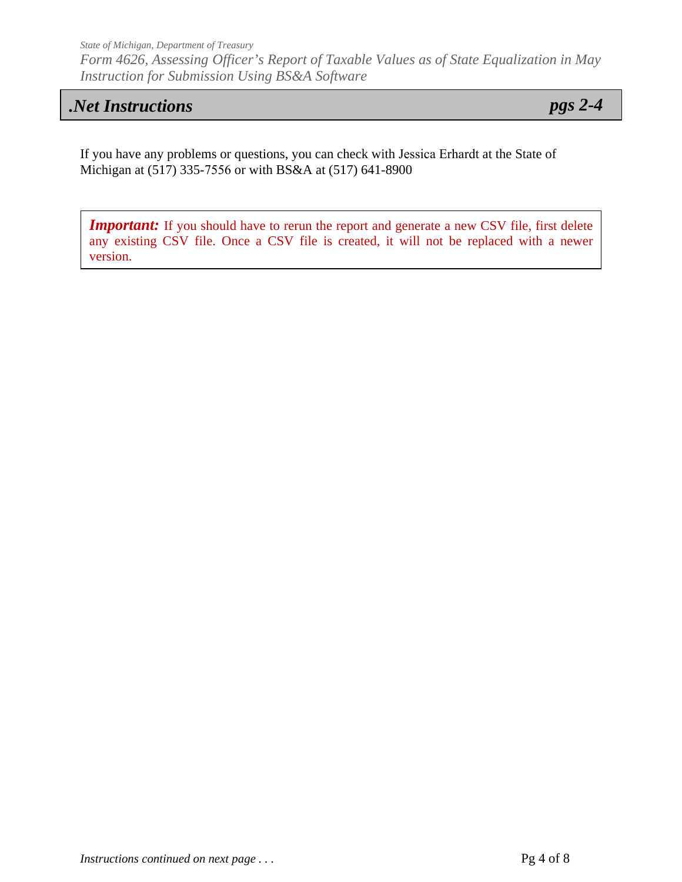## *.Net Instructions* *pgs 2-4*

If you have any problems or questions, you can check with Jessica Erhardt at the State of Michigan at (517) 335-7556 or with BS&A at (517) 641-8900

> ***Important:*** If you should have to rerun the report and generate a new CSV file, first delete any existing CSV file. Once a CSV file is created, it will not be replaced with a newer version.

*Instructions continued on next page . . .*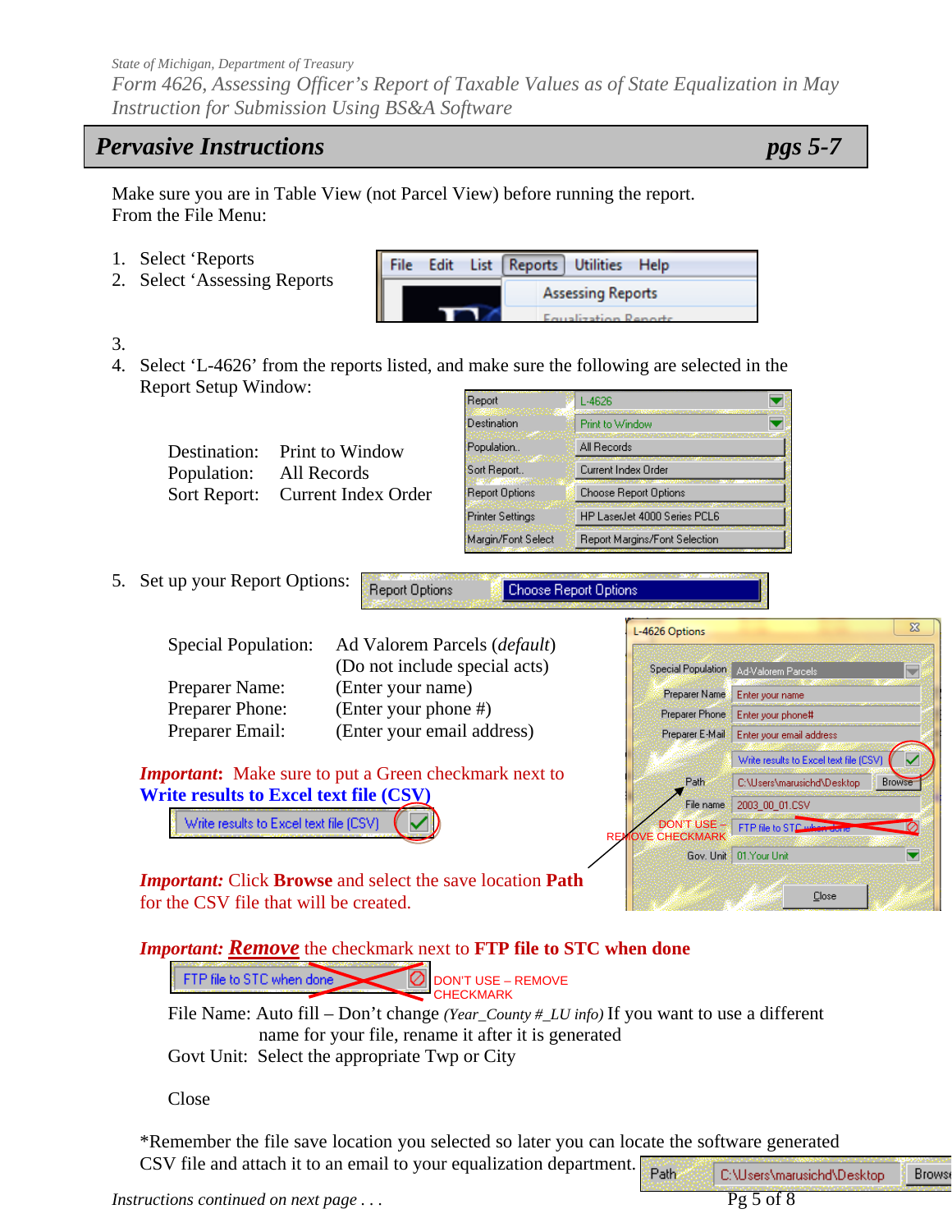## *Pervasive Instructions* — *pgs 5-7*

Make sure you are in Table View (not Parcel View) before running the report.
From the File Menu:

1. Select 'Reports
2. Select 'Assessing Reports
3. 
4. Select 'L-4626' from the reports listed, and make sure the following are selected in the Report Setup Window:

| | |
|---|---|
| Destination: | Print to Window |
| Population: | All Records |
| Sort Report: | Current Index Order |

5. Set up your Report Options:

| | |
|---|---|
| Special Population: | Ad Valorem Parcels (*default*) (Do not include special acts) |
| Preparer Name: | (Enter your name) |
| Preparer Phone: | (Enter your phone #) |
| Preparer Email: | (Enter your email address) |

***Important*:** Make sure to put a Green checkmark next to **Write results to Excel text file (CSV)**

***Important:*** Click **Browse** and select the save location **Path** for the CSV file that will be created.

***Important:* Remove** the checkmark next to **FTP file to STC when done**

DON'T USE – REMOVE CHECKMARK

File Name: Auto fill – Don't change *(Year_County #_LU info)* If you want to use a different name for your file, rename it after it is generated

Govt Unit: Select the appropriate Twp or City

Close

*Remember the file save location you selected so later you can locate the software generated CSV file and attach it to an email to your equalization department.

*Instructions continued on next page . . .*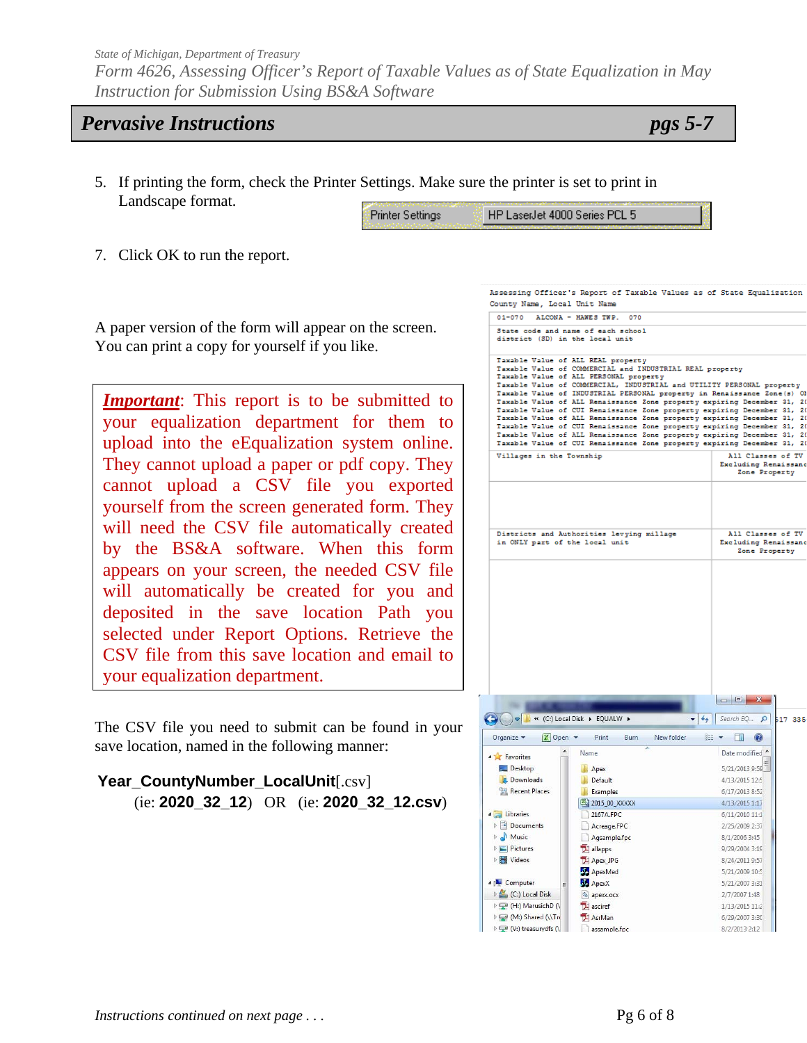State of Michigan, Department of Treasury

*Form 4626, Assessing Officer's Report of Taxable Values as of State Equalization in May*

*Instruction for Submission Using BS&A Software*

## *Pervasive Instructions* pgs 5-7

5. If printing the form, check the Printer Settings. Make sure the printer is set to print in Landscape format.

   Printer Settings | HP LaserJet 4000 Series PCL 5

7. Click OK to run the report.

A paper version of the form will appear on the screen. You can print a copy for yourself if you like.

***Important***: This report is to be submitted to your equalization department for them to upload into the eEqualization system online. They cannot upload a paper or pdf copy. They cannot upload a CSV file you exported yourself from the screen generated form. They will need the CSV file automatically created by the BS&A software. When this form appears on your screen, the needed CSV file will automatically be created for you and deposited in the save location Path you selected under Report Options. Retrieve the CSV file from this save location and email to your equalization department.

The CSV file you need to submit can be found in your save location, named in the following manner:

**Year_CountyNumber_LocalUnit**[.csv]

(ie: **2020_32_12**) OR (ie: **2020_32_12.csv**)

*Instructions continued on next page . . .*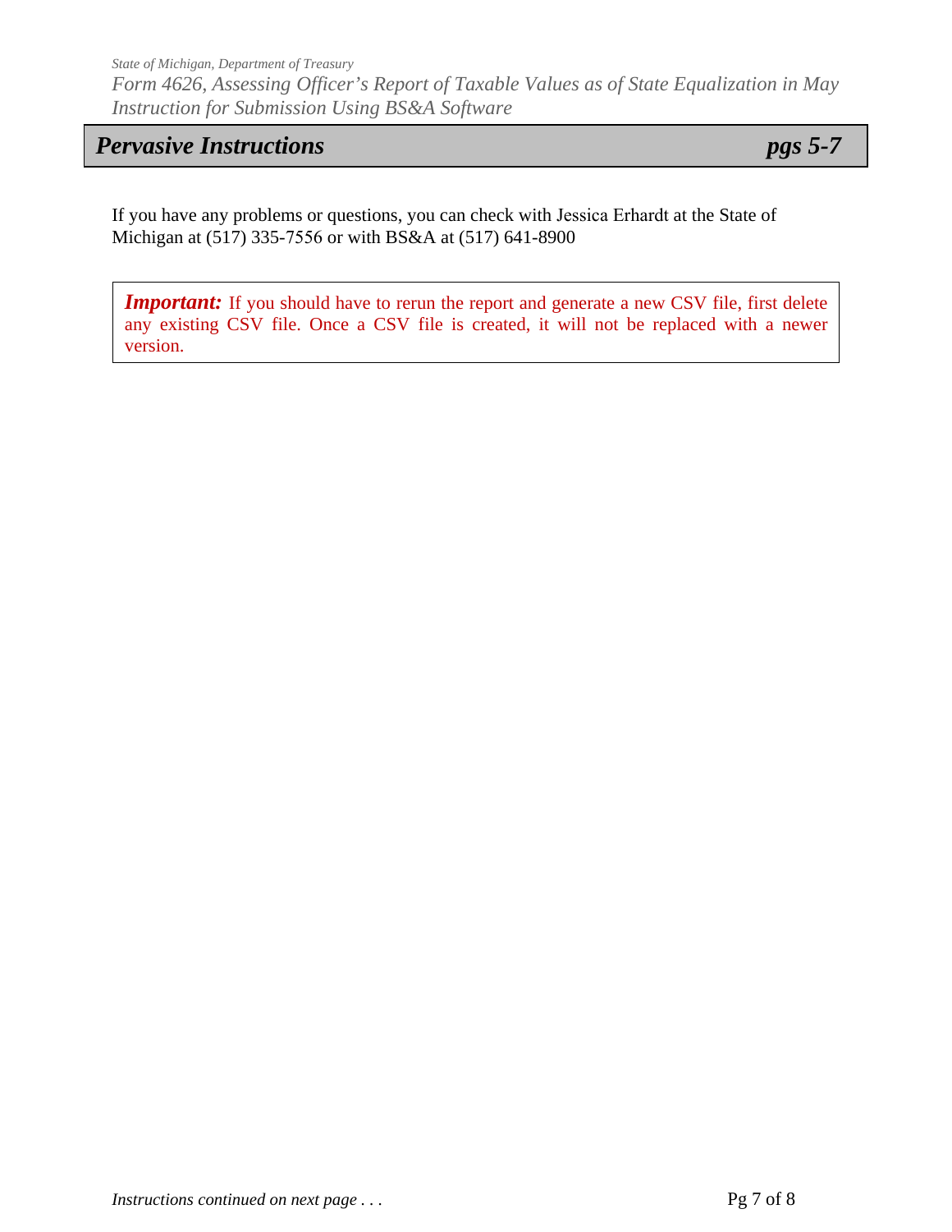## *Pervasive Instructions* — *pgs 5-7*

If you have any problems or questions, you can check with Jessica Erhardt at the State of Michigan at (517) 335-7556 or with BS&A at (517) 641-8900

> ***Important:*** If you should have to rerun the report and generate a new CSV file, first delete any existing CSV file. Once a CSV file is created, it will not be replaced with a newer version.

*Instructions continued on next page . . .*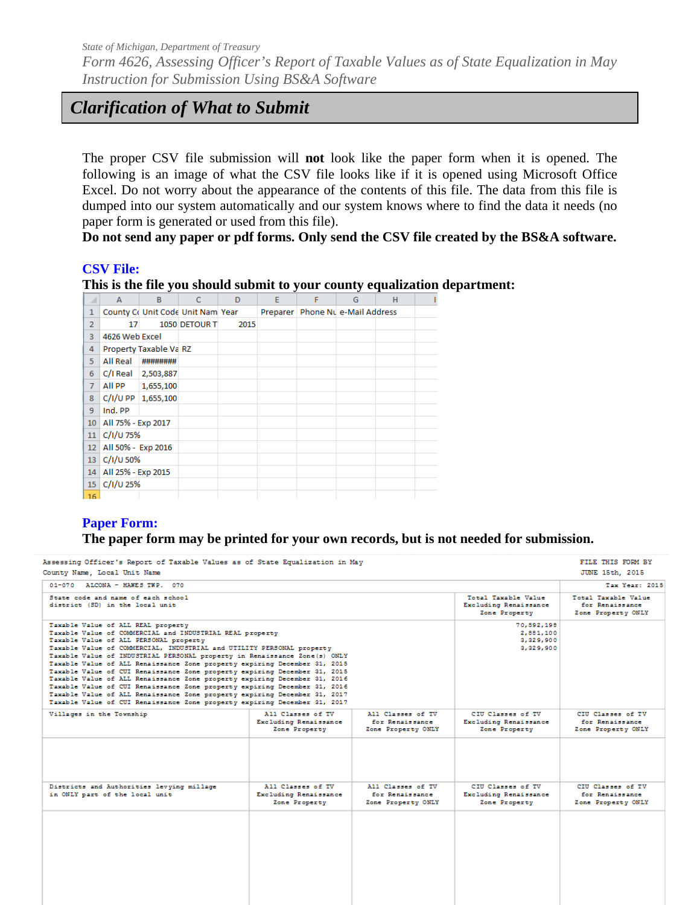State of Michigan, Department of Treasury

*Form 4626, Assessing Officer's Report of Taxable Values as of State Equalization in May*
*Instruction for Submission Using BS&A Software*

## *Clarification of What to Submit*

The proper CSV file submission will **not** look like the paper form when it is opened. The following is an image of what the CSV file looks like if it is opened using Microsoft Office Excel. Do not worry about the appearance of the contents of this file. The data from this file is dumped into our system automatically and our system knows where to find the data it needs (no paper form is generated or used from this file).

**Do not send any paper or pdf forms. Only send the CSV file created by the BS&A software.**

### CSV File:

**This is the file you should submit to your county equalization department:**

| | A | B | C | D | E | F | G | H | I |
|---|---|---|---|---|---|---|---|---|---|
| 1 | County Co | Unit Code | Unit Nam | Year | Preparer | Phone Nu | e-Mail Address | | |
| 2 | 17 | 1050 | DETOUR T | 2015 | | | | | |
| 3 | 4626 Web Excel | | | | | | | | |
| 4 | Property Taxable Va | RZ | | | | | | | |
| 5 | All Real | ######### | | | | | | | |
| 6 | C/I Real | 2,503,887 | | | | | | | |
| 7 | All PP | 1,655,100 | | | | | | | |
| 8 | C/I/U PP | 1,655,100 | | | | | | | |
| 9 | Ind. PP | | | | | | | | |
| 10 | All 75% - Exp 2017 | | | | | | | | |
| 11 | C/I/U 75% | | | | | | | | |
| 12 | All 50% - Exp 2016 | | | | | | | | |
| 13 | C/I/U 50% | | | | | | | | |
| 14 | All 25% - Exp 2015 | | | | | | | | |
| 15 | C/I/U 25% | | | | | | | | |
| 16 | | | | | | | | | |

### Paper Form:

**The paper form may be printed for your own records, but is not needed for submission.**

Assessing Officer's Report of Taxable Values as of State Equalization in May
County Name, Local Unit Name

FILE THIS FORM BY
JUNE 15th, 2015

01-070 ALCONA - HAWES TWP. 070 — Tax Year: 2015

| State code and name of each school district (SD) in the local unit | Total Taxable Value Excluding Renaissance Zone Property | Total Taxable Value for Renaissance Zone Property ONLY |
|---|---|---|
| Taxable Value of ALL REAL property | 70,592,198 | |
| Taxable Value of COMMERCIAL and INDUSTRIAL REAL property | 2,881,100 | |
| Taxable Value of ALL PERSONAL property | 3,329,900 | |
| Taxable Value of COMMERCIAL, INDUSTRIAL and UTILITY PERSONAL property | 3,329,900 | |
| Taxable Value of INDUSTRIAL PERSONAL property in Renaissance Zone(s) ONLY | | |
| Taxable Value of ALL Renaissance Zone property expiring December 31, 2015 | | |
| Taxable Value of CUI Renaissance Zone property expiring December 31, 2015 | | |
| Taxable Value of ALL Renaissance Zone property expiring December 31, 2016 | | |
| Taxable Value of CUI Renaissance Zone property expiring December 31, 2016 | | |
| Taxable Value of ALL Renaissance Zone property expiring December 31, 2017 | | |
| Taxable Value of CUI Renaissance Zone property expiring December 31, 2017 | | |

| Villages in the Township | All Classes of TV Excluding Renaissance Zone Property | All Classes of TV for Renaissance Zone Property ONLY | CIU Classes of TV Excluding Renaissance Zone Property | CIU Classes of TV for Renaissance Zone Property ONLY |
|---|---|---|---|---|
| | | | | |

| Districts and Authorities levying millage in ONLY part of the local unit | All Classes of TV Excluding Renaissance Zone Property | All Classes of TV for Renaissance Zone Property ONLY | CIU Classes of TV Excluding Renaissance Zone Property | CIU Classes of TV for Renaissance Zone Property ONLY |
|---|---|---|---|---|
| | | | | |